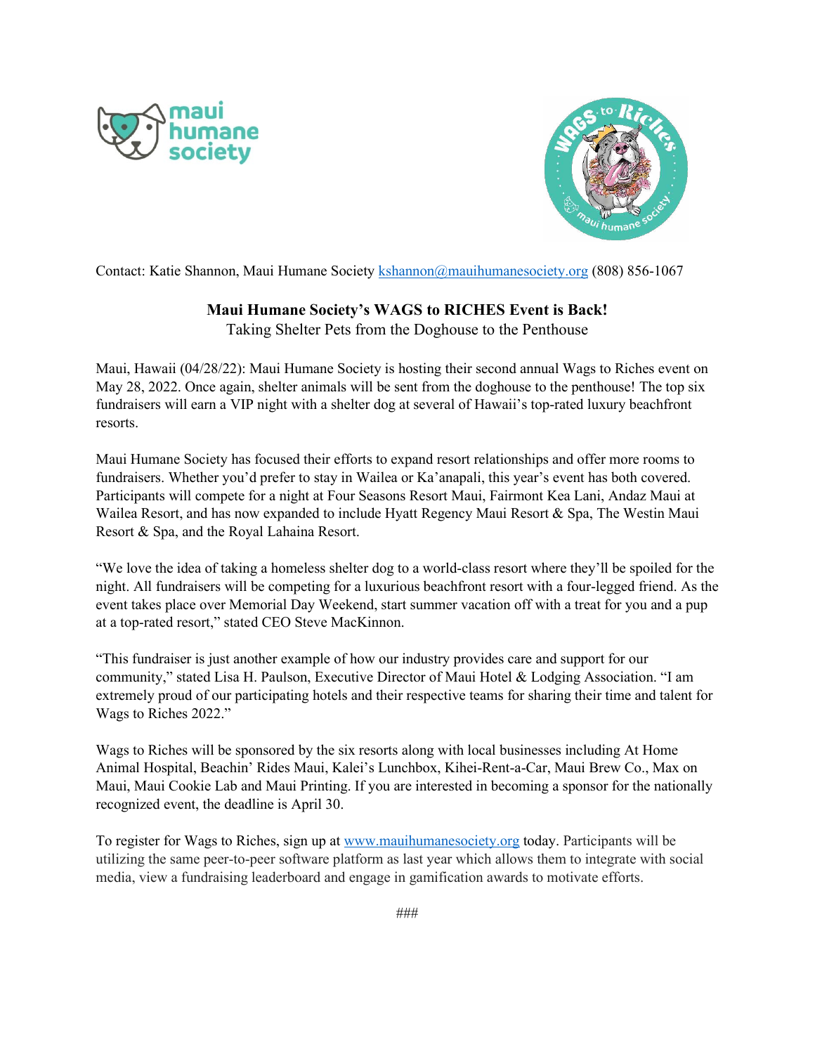Contact: Katie Shannon, Maui Humane Society kshannon@mauihumanesociety.org (808) 856-1067

**Maui Humane Society's WAGS to RICHES Event is Back!**

Taking Shelter Pets from the Doghouse to the Penthouse

Maui, Hawaii (04/28/22): Maui Humane Society is hosting their second annual Wags to Riches event on May 28, 2022. Once again, shelter animals will be sent from the doghouse to the penthouse! The top six fundraisers will earn a VIP night with a shelter dog at several of Hawaii's top-rated luxury beachfront resorts.

Maui Humane Society has focused their efforts to expand resort relationships and offer more rooms to fundraisers. Whether you'd prefer to stay in Wailea or Ka'anapali, this year's event has both covered. Participants will compete for a night at Four Seasons Resort Maui, Fairmont Kea Lani, Andaz Maui at Wailea Resort, and has now expanded to include Hyatt Regency Maui Resort & Spa, The Westin Maui Resort & Spa, and the Royal Lahaina Resort.

"We love the idea of taking a homeless shelter dog to a world-class resort where they'll be spoiled for the night. All fundraisers will be competing for a luxurious beachfront resort with a four-legged friend. As the event takes place over Memorial Day Weekend, start summer vacation off with a treat for you and a pup at a top-rated resort," stated CEO Steve MacKinnon.

"This fundraiser is just another example of how our industry provides care and support for our community," stated Lisa H. Paulson, Executive Director of Maui Hotel & Lodging Association. "I am extremely proud of our participating hotels and their respective teams for sharing their time and talent for Wags to Riches 2022."

Wags to Riches will be sponsored by the six resorts along with local businesses including At Home Animal Hospital, Beachin' Rides Maui, Kalei's Lunchbox, Kihei-Rent-a-Car, Maui Brew Co., Max on Maui, Maui Cookie Lab and Maui Printing. If you are interested in becoming a sponsor for the nationally recognized event, the deadline is April 30.

To register for Wags to Riches, sign up at www.mauihumanesociety.org today. Participants will be utilizing the same peer-to-peer software platform as last year which allows them to integrate with social media, view a fundraising leaderboard and engage in gamification awards to motivate efforts.

###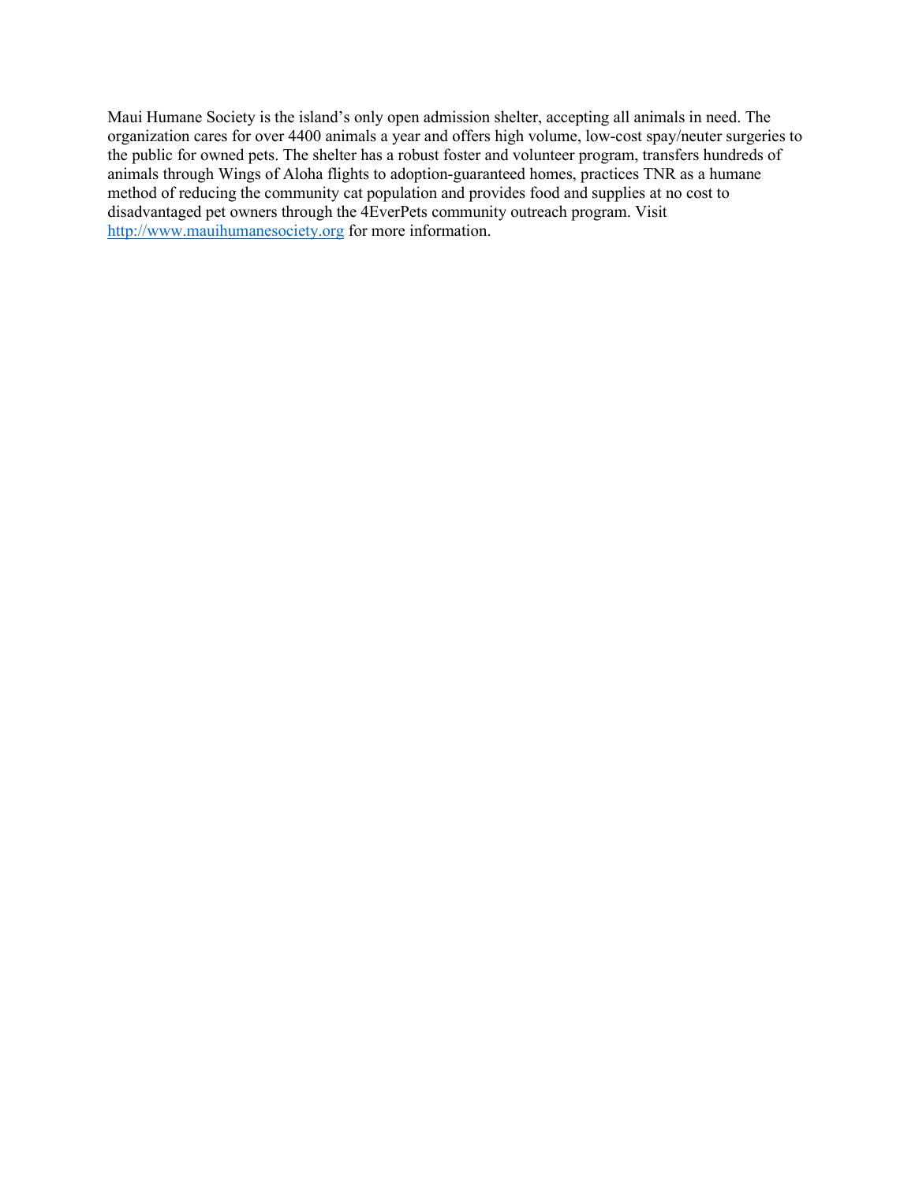Maui Humane Society is the island's only open admission shelter, accepting all animals in need. The organization cares for over 4400 animals a year and offers high volume, low-cost spay/neuter surgeries to the public for owned pets. The shelter has a robust foster and volunteer program, transfers hundreds of animals through Wings of Aloha flights to adoption-guaranteed homes, practices TNR as a humane method of reducing the community cat population and provides food and supplies at no cost to disadvantaged pet owners through the 4EverPets community outreach program. Visit [http://www.mauihumanesociety.org](http://www.mauihumanesociety.org) for more information.